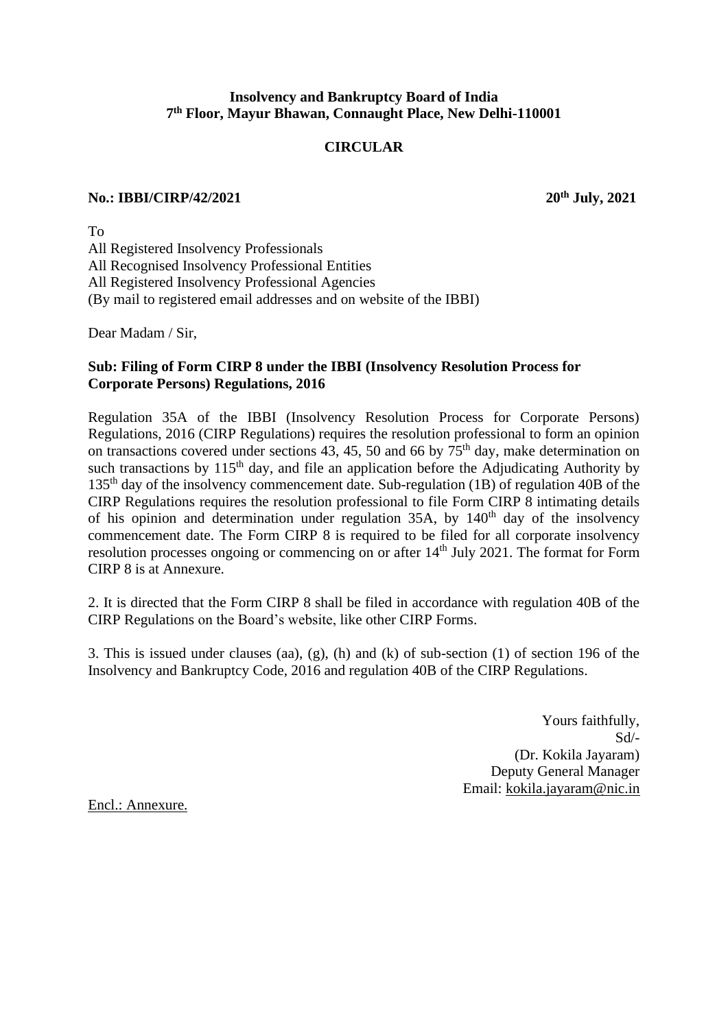**Insolvency and Bankruptcy Board of India**
**7th Floor, Mayur Bhawan, Connaught Place, New Delhi-110001**

**CIRCULAR**

**No.: IBBI/CIRP/42/2021** **20th July, 2021**

To
All Registered Insolvency Professionals
All Recognised Insolvency Professional Entities
All Registered Insolvency Professional Agencies
(By mail to registered email addresses and on website of the IBBI)

Dear Madam / Sir,

**Sub: Filing of Form CIRP 8 under the IBBI (Insolvency Resolution Process for Corporate Persons) Regulations, 2016**

Regulation 35A of the IBBI (Insolvency Resolution Process for Corporate Persons) Regulations, 2016 (CIRP Regulations) requires the resolution professional to form an opinion on transactions covered under sections 43, 45, 50 and 66 by 75th day, make determination on such transactions by 115th day, and file an application before the Adjudicating Authority by 135th day of the insolvency commencement date. Sub-regulation (1B) of regulation 40B of the CIRP Regulations requires the resolution professional to file Form CIRP 8 intimating details of his opinion and determination under regulation 35A, by 140th day of the insolvency commencement date. The Form CIRP 8 is required to be filed for all corporate insolvency resolution processes ongoing or commencing on or after 14th July 2021. The format for Form CIRP 8 is at Annexure.

2. It is directed that the Form CIRP 8 shall be filed in accordance with regulation 40B of the CIRP Regulations on the Board's website, like other CIRP Forms.

3. This is issued under clauses (aa), (g), (h) and (k) of sub-section (1) of section 196 of the Insolvency and Bankruptcy Code, 2016 and regulation 40B of the CIRP Regulations.

Yours faithfully,
Sd/-
(Dr. Kokila Jayaram)
Deputy General Manager
Email: kokila.jayaram@nic.in

Encl.: Annexure.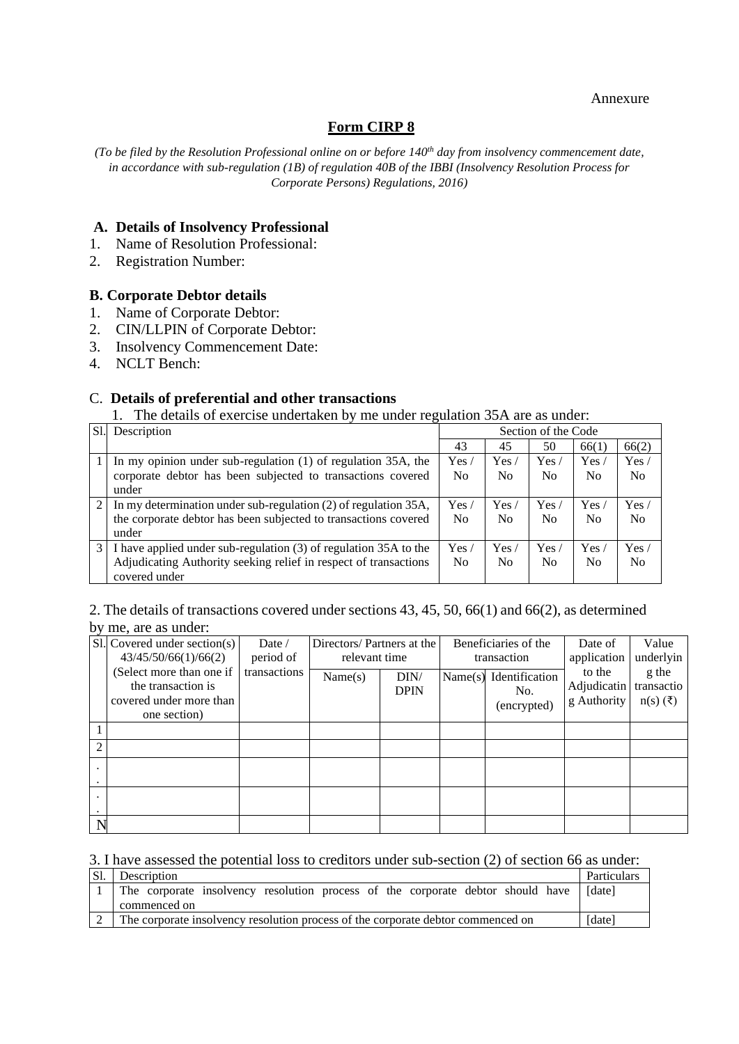Annexure

## Form CIRP 8

*(To be filed by the Resolution Professional online on or before 140th day from insolvency commencement date, in accordance with sub-regulation (1B) of regulation 40B of the IBBI (Insolvency Resolution Process for Corporate Persons) Regulations, 2016)*

### A. Details of Insolvency Professional

1. Name of Resolution Professional:
2. Registration Number:

### B. Corporate Debtor details

1. Name of Corporate Debtor:
2. CIN/LLPIN of Corporate Debtor:
3. Insolvency Commencement Date:
4. NCLT Bench:

### C. Details of preferential and other transactions

1. The details of exercise undertaken by me under regulation 35A are as under:

| Sl. | Description | Section of the Code | | | | |
|---|---|---|---|---|---|---|
| | | 43 | 45 | 50 | 66(1) | 66(2) |
| 1 | In my opinion under sub-regulation (1) of regulation 35A, the corporate debtor has been subjected to transactions covered under | Yes / No | Yes / No | Yes / No | Yes / No | Yes / No |
| 2 | In my determination under sub-regulation (2) of regulation 35A, the corporate debtor has been subjected to transactions covered under | Yes / No | Yes / No | Yes / No | Yes / No | Yes / No |
| 3 | I have applied under sub-regulation (3) of regulation 35A to the Adjudicating Authority seeking relief in respect of transactions covered under | Yes / No | Yes / No | Yes / No | Yes / No | Yes / No |

2. The details of transactions covered under sections 43, 45, 50, 66(1) and 66(2), as determined by me, are as under:

| Sl. | Covered under section(s) 43/45/50/66(1)/66(2) (Select more than one if the transaction is covered under more than one section) | Date / period of transactions | Directors/ Partners at the relevant time | | Beneficiaries of the transaction | | Date of application to the Adjudicating Authority | Value underlying the transaction(s) (₹) |
|---|---|---|---|---|---|---|---|---|
| | | | Name(s) | DIN/ DPIN | Name(s) | Identification No. (encrypted) | | |
| 1 | | | | | | | | |
| 2 | | | | | | | | |
| . . | | | | | | | | |
| . . | | | | | | | | |
| N | | | | | | | | |

3. I have assessed the potential loss to creditors under sub-section (2) of section 66 as under:

| Sl. | Description | Particulars |
|---|---|---|
| 1 | The corporate insolvency resolution process of the corporate debtor should have commenced on | [date] |
| 2 | The corporate insolvency resolution process of the corporate debtor commenced on | [date] |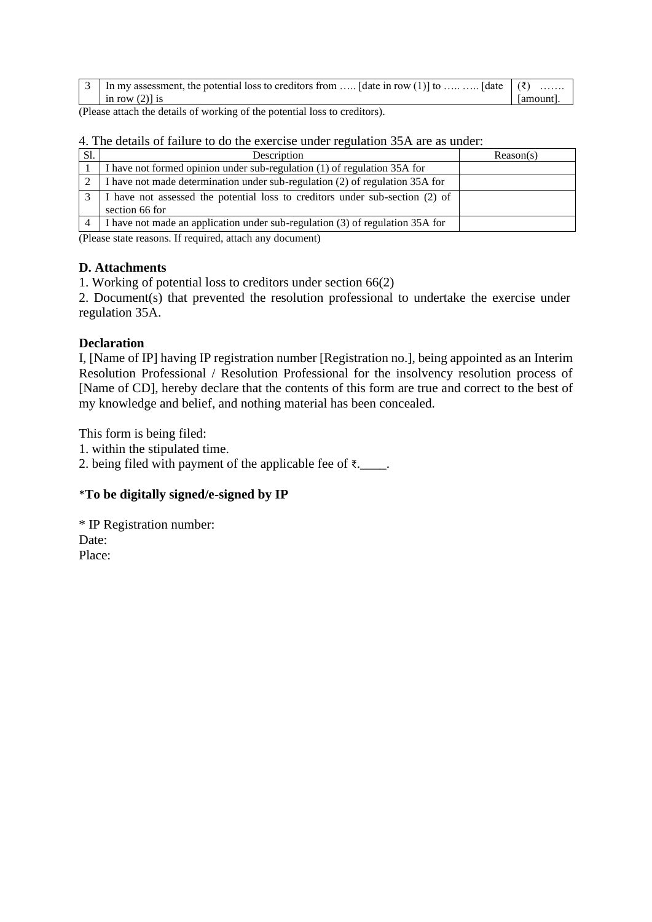| | | |
|---|---|---|
| 3 | In my assessment, the potential loss to creditors from ….. [date in row (1)] to ….. ….. [date in row (2)] is | (₹) ……. [amount]. |

(Please attach the details of working of the potential loss to creditors).

4. The details of failure to do the exercise under regulation 35A are as under:

| Sl. | Description | Reason(s) |
|---|---|---|
| 1 | I have not formed opinion under sub-regulation (1) of regulation 35A for | |
| 2 | I have not made determination under sub-regulation (2) of regulation 35A for | |
| 3 | I have not assessed the potential loss to creditors under sub-section (2) of section 66 for | |
| 4 | I have not made an application under sub-regulation (3) of regulation 35A for | |

(Please state reasons. If required, attach any document)

**D. Attachments**

1. Working of potential loss to creditors under section 66(2)
2. Document(s) that prevented the resolution professional to undertake the exercise under regulation 35A.

**Declaration**

I, [Name of IP] having IP registration number [Registration no.], being appointed as an Interim Resolution Professional / Resolution Professional for the insolvency resolution process of [Name of CD], hereby declare that the contents of this form are true and correct to the best of my knowledge and belief, and nothing material has been concealed.

This form is being filed:
1. within the stipulated time.
2. being filed with payment of the applicable fee of ₹.____.

*__To be digitally signed/e-signed by IP__

* IP Registration number:
Date:
Place: